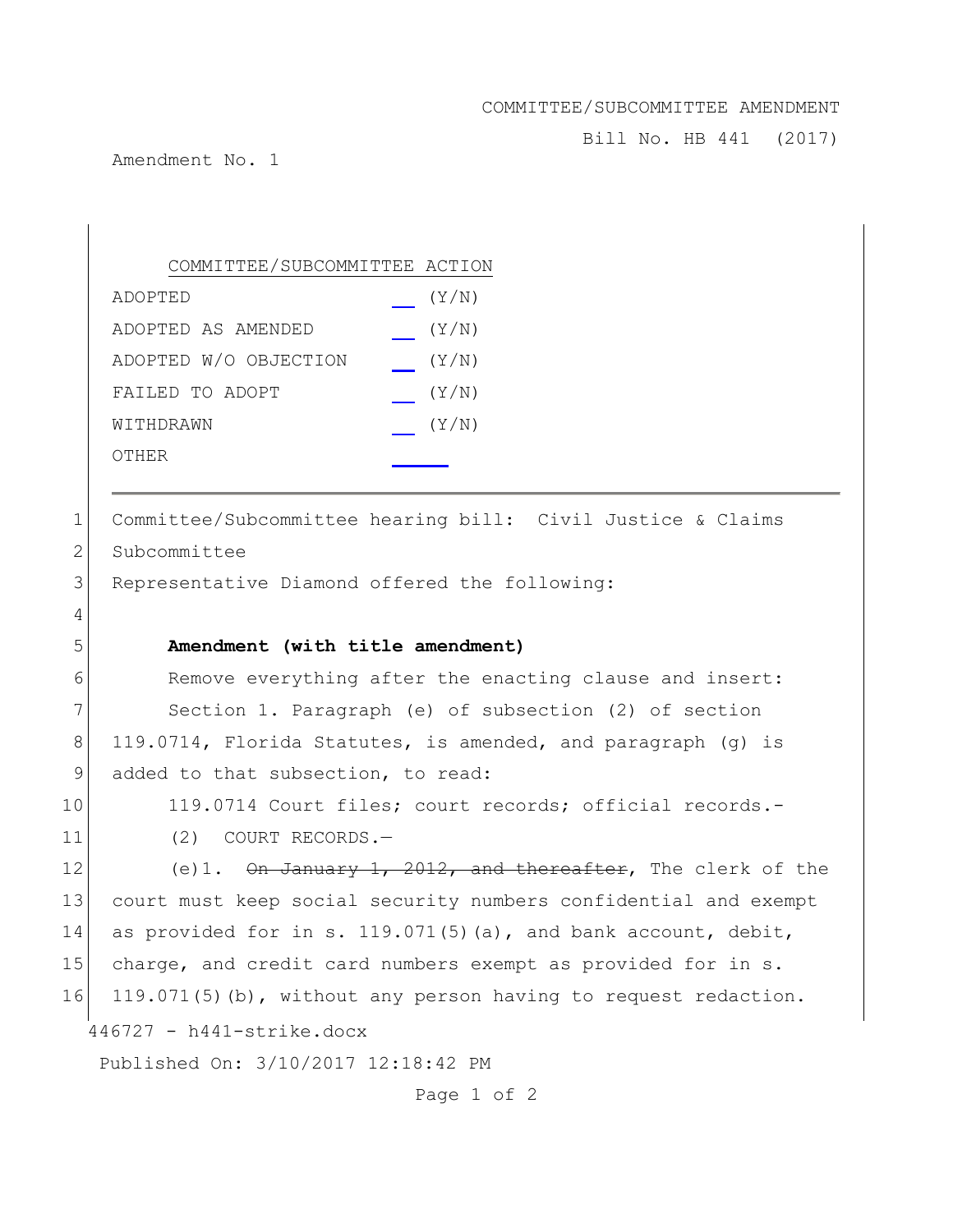COMMITTEE/SUBCOMMITTEE AMENDMENT

Bill No. HB 441 (2017)

Amendment No. 1

| COMMITTEE/SUBCOMMITTEE ACTION | |
|---|---|
| ADOPTED | __ (Y/N) |
| ADOPTED AS AMENDED | __ (Y/N) |
| ADOPTED W/O OBJECTION | __ (Y/N) |
| FAILED TO ADOPT | __ (Y/N) |
| WITHDRAWN | __ (Y/N) |
| OTHER | ____ |

1 Committee/Subcommittee hearing bill: Civil Justice & Claims
2 Subcommittee
3 Representative Diamond offered the following:
4
5 **Amendment (with title amendment)**
6 Remove everything after the enacting clause and insert:
7 Section 1. Paragraph (e) of subsection (2) of section
8 119.0714, Florida Statutes, is amended, and paragraph (g) is
9 added to that subsection, to read:
10 119.0714 Court files; court records; official records.-
11 (2) COURT RECORDS.—
12 (e)1. ~~On January 1, 2012, and thereafter~~, The clerk of the
13 court must keep social security numbers confidential and exempt
14 as provided for in s. 119.071(5)(a), and bank account, debit,
15 charge, and credit card numbers exempt as provided for in s.
16 119.071(5)(b), without any person having to request redaction.

446727 - h441-strike.docx

Published On: 3/10/2017 12:18:42 PM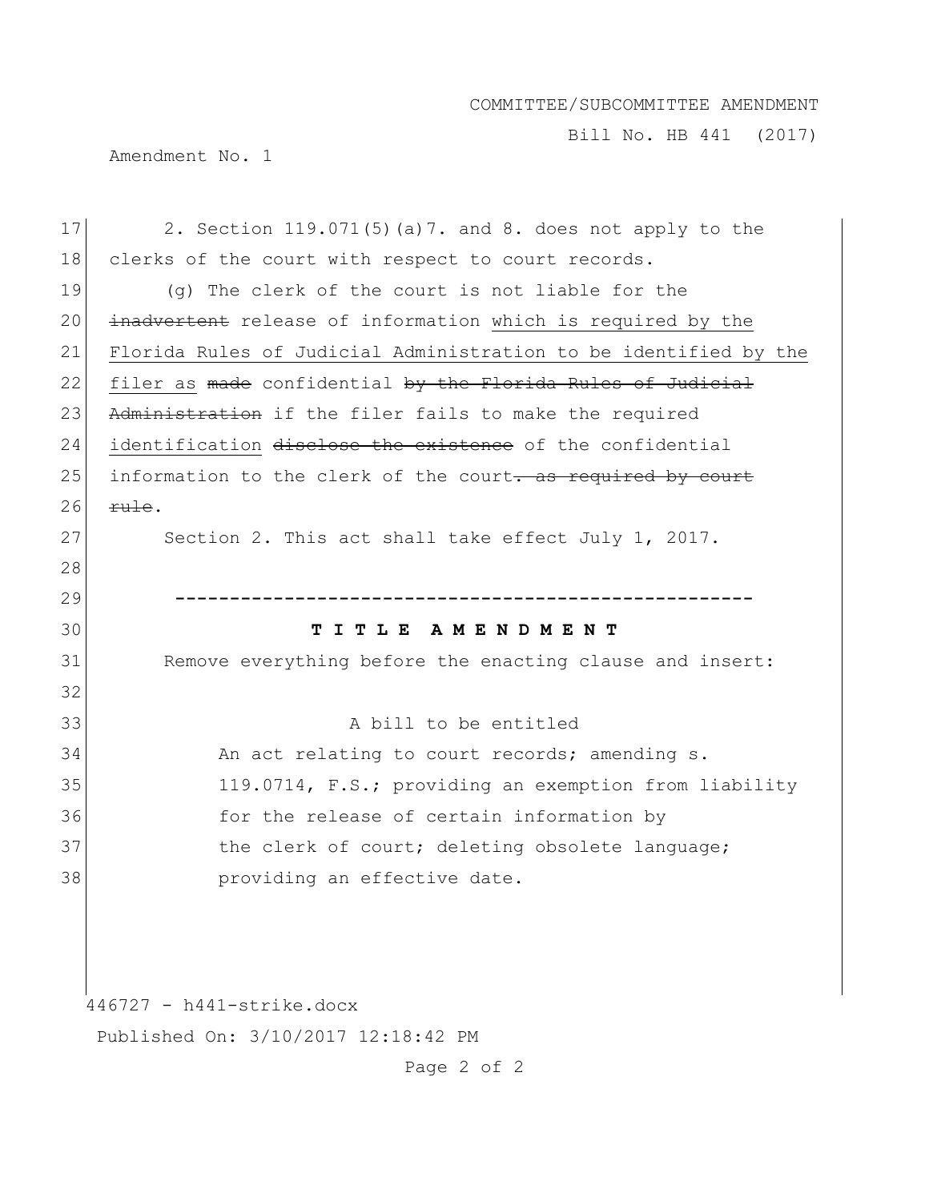2. Section 119.071(5)(a)7. and 8. does not apply to the clerks of the court with respect to court records.

(g) The clerk of the court is not liable for the ~~inadvertent~~ release of information <u>which is required by the Florida Rules of Judicial Administration to be identified by the filer as</u> ~~made~~ confidential ~~by the Florida Rules of Judicial Administration~~ if the filer fails to make the required <u>identification</u> ~~disclose the existence~~ of the confidential information to the clerk of the court~~. as required by court rule~~.

Section 2. This act shall take effect July 1, 2017.

-----------------------------------------------------

**T I T L E A M E N D M E N T**

Remove everything before the enacting clause and insert:

A bill to be entitled

An act relating to court records; amending s. 119.0714, F.S.; providing an exemption from liability for the release of certain information by the clerk of court; deleting obsolete language; providing an effective date.

446727 - h441-strike.docx

Published On: 3/10/2017 12:18:42 PM